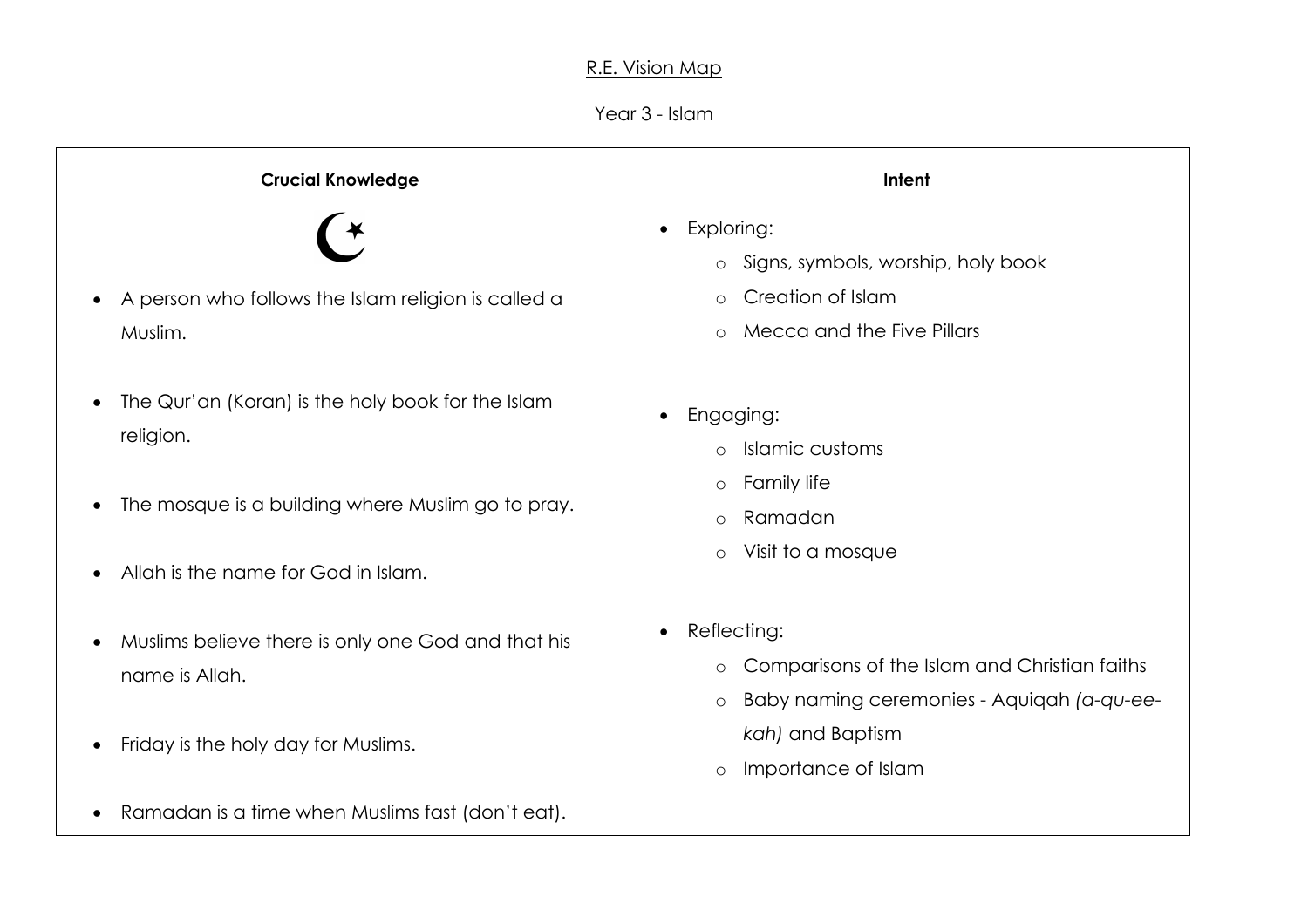# R.E. Vision Map

## Year 3 - Islam

| Crucial Knowledge | Intent |
| --- | --- |
| ☪<br>• A person who follows the Islam religion is called a Muslim.<br>• The Qur'an (Koran) is the holy book for the Islam religion.<br>• The mosque is a building where Muslim go to pray.<br>• Allah is the name for God in Islam.<br>• Muslims believe there is only one God and that his name is Allah.<br>• Friday is the holy day for Muslims.<br>• Ramadan is a time when Muslims fast (don't eat). | • Exploring:<br>&nbsp;&nbsp;o Signs, symbols, worship, holy book<br>&nbsp;&nbsp;o Creation of Islam<br>&nbsp;&nbsp;o Mecca and the Five Pillars<br>• Engaging:<br>&nbsp;&nbsp;o Islamic customs<br>&nbsp;&nbsp;o Family life<br>&nbsp;&nbsp;o Ramadan<br>&nbsp;&nbsp;o Visit to a mosque<br>• Reflecting:<br>&nbsp;&nbsp;o Comparisons of the Islam and Christian faiths<br>&nbsp;&nbsp;o Baby naming ceremonies - Aquiqah *(a-qu-ee-kah)* and Baptism<br>&nbsp;&nbsp;o Importance of Islam |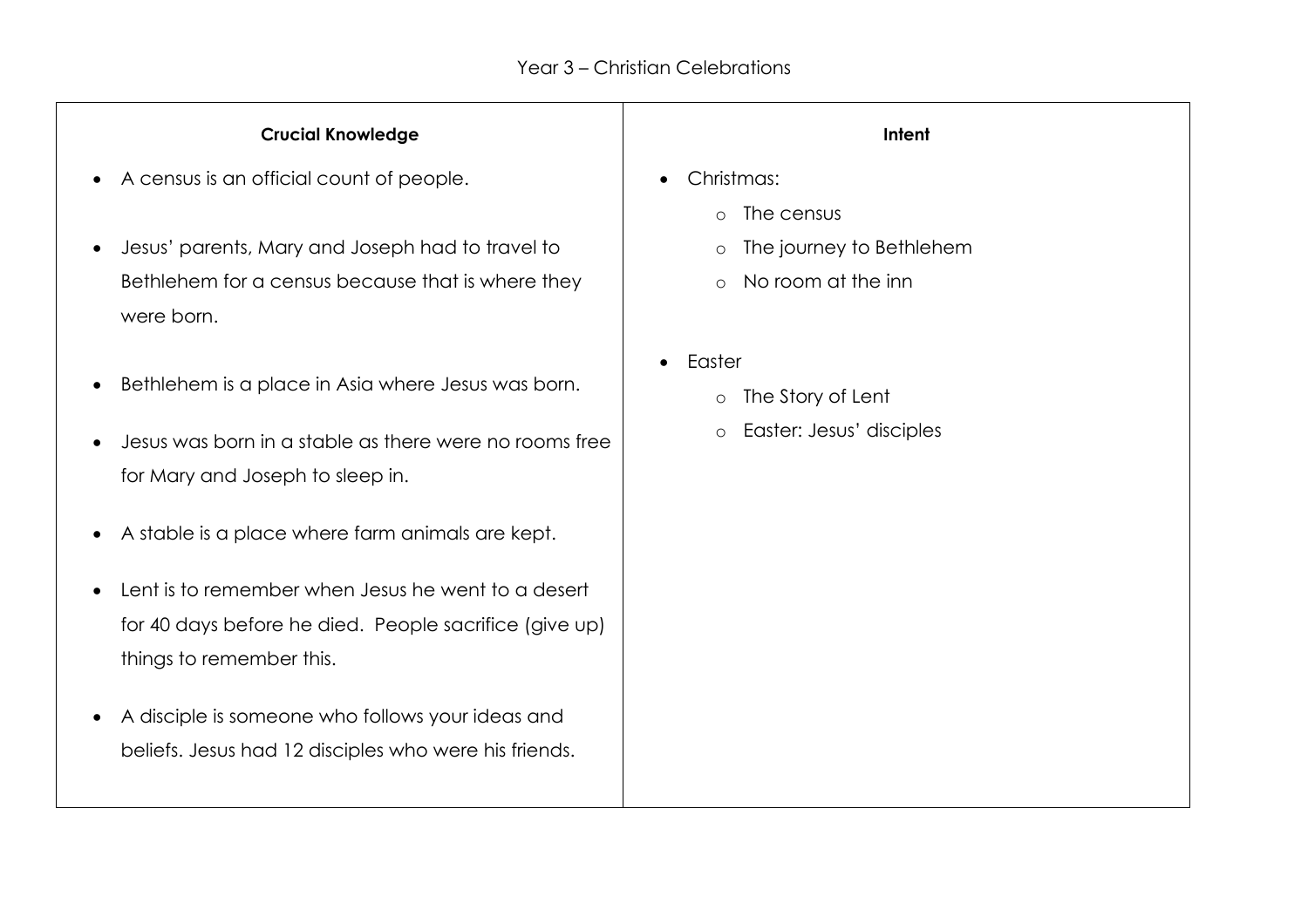Year 3 – Christian Celebrations

| **Crucial Knowledge** | **Intent** |
| --- | --- |
| • A census is an official count of people.<br><br>• Jesus' parents, Mary and Joseph had to travel to Bethlehem for a census because that is where they were born.<br><br>• Bethlehem is a place in Asia where Jesus was born.<br><br>• Jesus was born in a stable as there were no rooms free for Mary and Joseph to sleep in.<br><br>• A stable is a place where farm animals are kept.<br><br>• Lent is to remember when Jesus he went to a desert for 40 days before he died. People sacrifice (give up) things to remember this.<br><br>• A disciple is someone who follows your ideas and beliefs. Jesus had 12 disciples who were his friends. | • Christmas:<br>  ◦ The census<br>  ◦ The journey to Bethlehem<br>  ◦ No room at the inn<br><br>• Easter<br>  ◦ The Story of Lent<br>  ◦ Easter: Jesus' disciples |